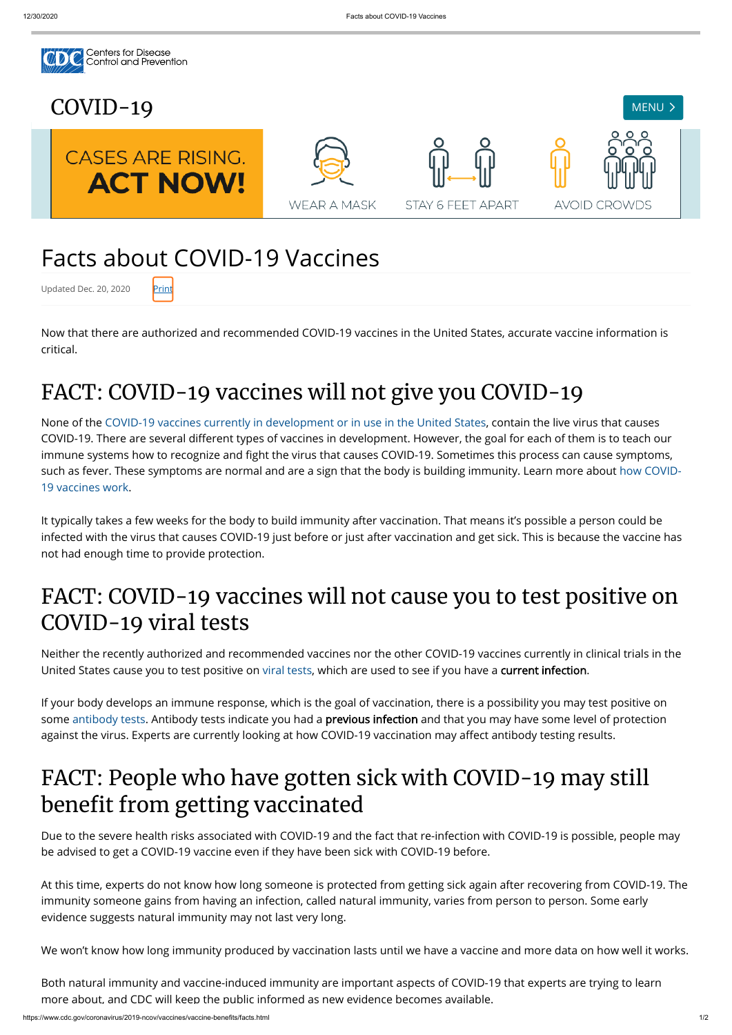Centers for Disease Control and Prevention

# COVID-19

MENU

CASES ARE RISING. **ACT NOW!**

WEAR A MASK

STAY 6 FEET APART

AVOID CROWDS

# Facts about COVID-19 Vaccines

Updated Dec. 20, 2020 Print

Now that there are authorized and recommended COVID-19 vaccines in the United States, accurate vaccine information is critical.

## FACT: COVID-19 vaccines will not give you COVID-19

None of the COVID-19 vaccines currently in development or in use in the United States, contain the live virus that causes COVID-19. There are several different types of vaccines in development. However, the goal for each of them is to teach our immune systems how to recognize and fight the virus that causes COVID-19. Sometimes this process can cause symptoms, such as fever. These symptoms are normal and are a sign that the body is building immunity. Learn more about how COVID-19 vaccines work.

It typically takes a few weeks for the body to build immunity after vaccination. That means it's possible a person could be infected with the virus that causes COVID-19 just before or just after vaccination and get sick. This is because the vaccine has not had enough time to provide protection.

## FACT: COVID-19 vaccines will not cause you to test positive on COVID-19 viral tests

Neither the recently authorized and recommended vaccines nor the other COVID-19 vaccines currently in clinical trials in the United States cause you to test positive on viral tests, which are used to see if you have a **current infection**.

If your body develops an immune response, which is the goal of vaccination, there is a possibility you may test positive on some antibody tests. Antibody tests indicate you had a **previous infection** and that you may have some level of protection against the virus. Experts are currently looking at how COVID-19 vaccination may affect antibody testing results.

## FACT: People who have gotten sick with COVID-19 may still benefit from getting vaccinated

Due to the severe health risks associated with COVID-19 and the fact that re-infection with COVID-19 is possible, people may be advised to get a COVID-19 vaccine even if they have been sick with COVID-19 before.

At this time, experts do not know how long someone is protected from getting sick again after recovering from COVID-19. The immunity someone gains from having an infection, called natural immunity, varies from person to person. Some early evidence suggests natural immunity may not last very long.

We won't know how long immunity produced by vaccination lasts until we have a vaccine and more data on how well it works.

Both natural immunity and vaccine-induced immunity are important aspects of COVID-19 that experts are trying to learn more about, and CDC will keep the public informed as new evidence becomes available.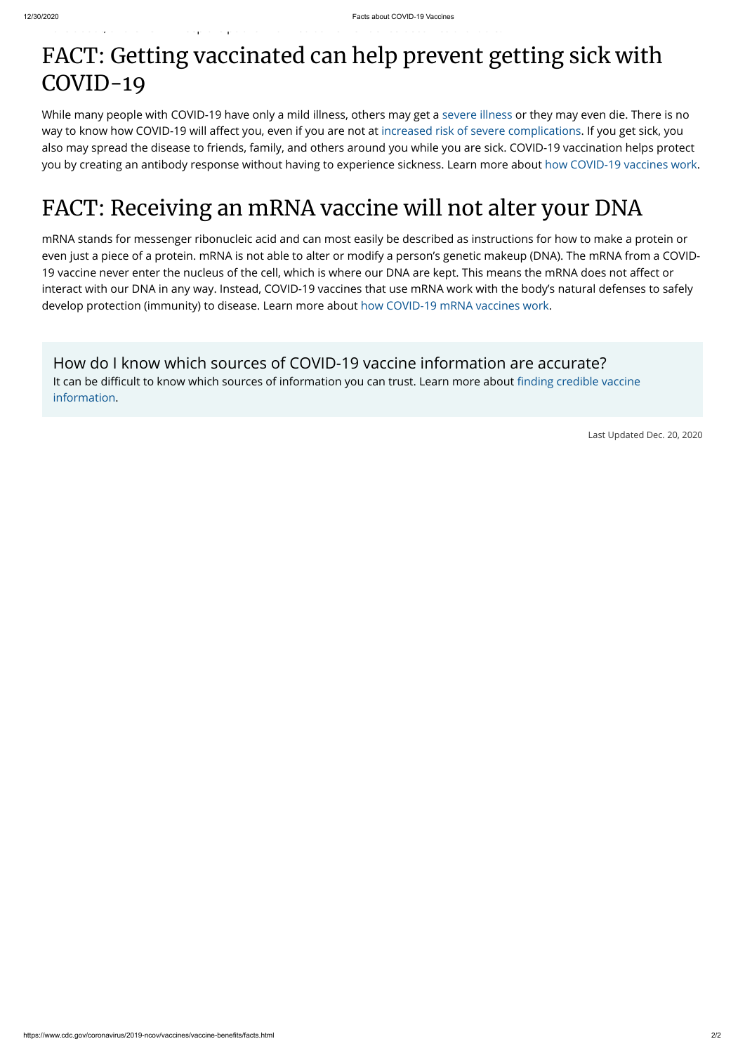# FACT: Getting vaccinated can help prevent getting sick with COVID-19

While many people with COVID-19 have only a mild illness, others may get a severe illness or they may even die. There is no way to know how COVID-19 will affect you, even if you are not at increased risk of severe complications. If you get sick, you also may spread the disease to friends, family, and others around you while you are sick. COVID-19 vaccination helps protect you by creating an antibody response without having to experience sickness. Learn more about how COVID-19 vaccines work.

# FACT: Receiving an mRNA vaccine will not alter your DNA

mRNA stands for messenger ribonucleic acid and can most easily be described as instructions for how to make a protein or even just a piece of a protein. mRNA is not able to alter or modify a person's genetic makeup (DNA). The mRNA from a COVID-19 vaccine never enter the nucleus of the cell, which is where our DNA are kept. This means the mRNA does not affect or interact with our DNA in any way. Instead, COVID-19 vaccines that use mRNA work with the body's natural defenses to safely develop protection (immunity) to disease. Learn more about how COVID-19 mRNA vaccines work.

## How do I know which sources of COVID-19 vaccine information are accurate?

It can be difficult to know which sources of information you can trust. Learn more about finding credible vaccine information.

Last Updated Dec. 20, 2020